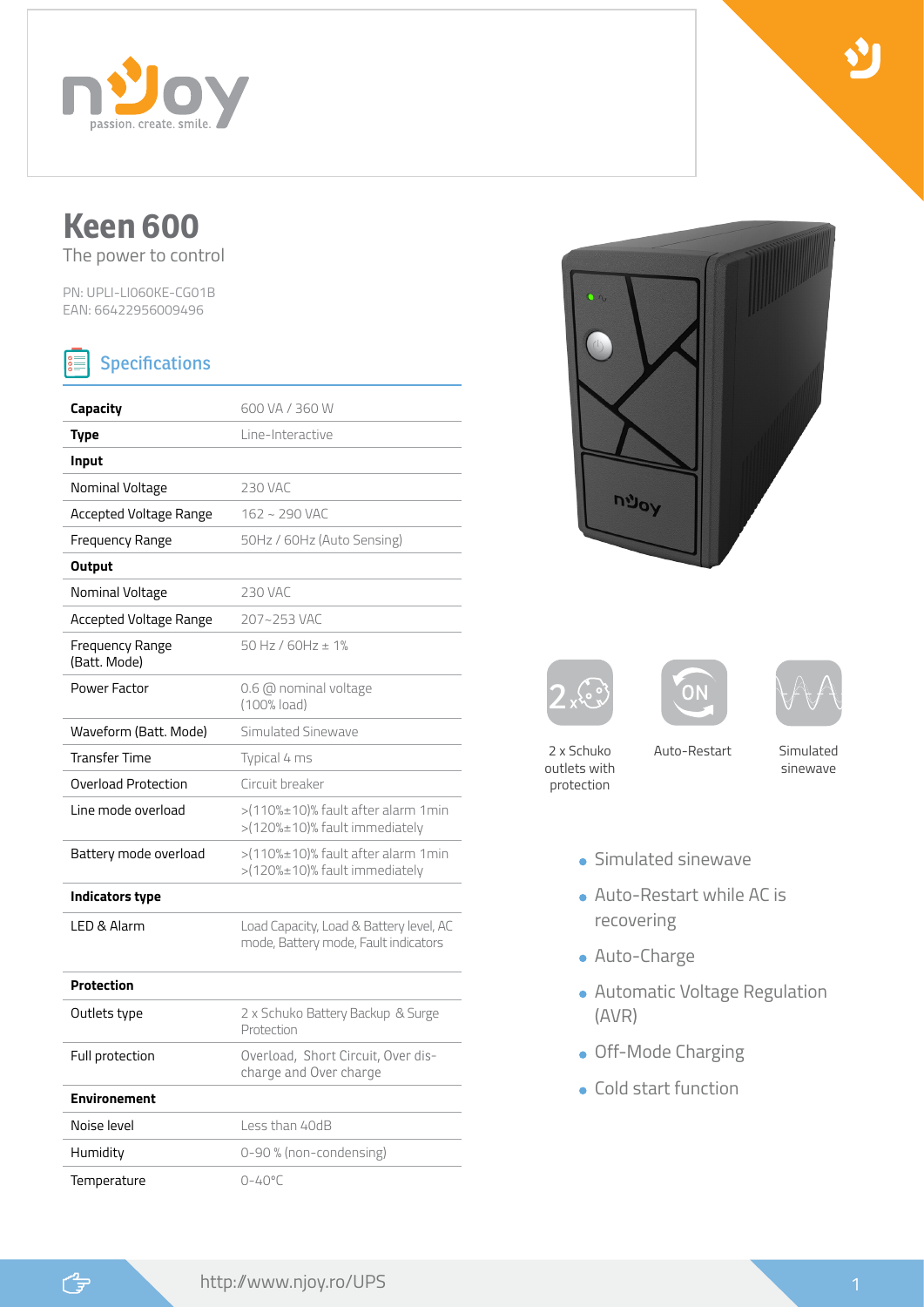# Keen 600

The power to control

PN: UPLI-LI060KE-CG01B
EAN: 66422956009496

## Specifications

| **Capacity** | 600 VA / 360 W |
|---|---|
| **Type** | Line-Interactive |
| **Input** | |
| Nominal Voltage | 230 VAC |
| Accepted Voltage Range | 162 ~ 290 VAC |
| Frequency Range | 50Hz / 60Hz (Auto Sensing) |
| **Output** | |
| Nominal Voltage | 230 VAC |
| Accepted Voltage Range | 207~253 VAC |
| Frequency Range (Batt. Mode) | 50 Hz / 60Hz ± 1% |
| Power Factor | 0.6 @ nominal voltage (100% load) |
| Waveform (Batt. Mode) | Simulated Sinewave |
| Transfer Time | Typical 4 ms |
| Overload Protection | Circuit breaker |
| Line mode overload | >(110%±10)% fault after alarm 1min<br>>(120%±10)% fault immediately |
| Battery mode overload | >(110%±10)% fault after alarm 1min<br>>(120%±10)% fault immediately |
| **Indicators type** | |
| LED & Alarm | Load Capacity, Load & Battery level, AC mode, Battery mode, Fault indicators |
| **Protection** | |
| Outlets type | 2 x Schuko Battery Backup & Surge Protection |
| Full protection | Overload, Short Circuit, Over discharge and Over charge |
| **Environement** | |
| Noise level | Less than 40dB |
| Humidity | 0-90 % (non-condensing) |
| Temperature | 0-40°C |

2 x Schuko outlets with protection

Auto-Restart

Simulated sinewave

- Simulated sinewave
- Auto-Restart while AC is recovering
- Auto-Charge
- Automatic Voltage Regulation (AVR)
- Off-Mode Charging
- Cold start function

http://www.njoy.ro/UPS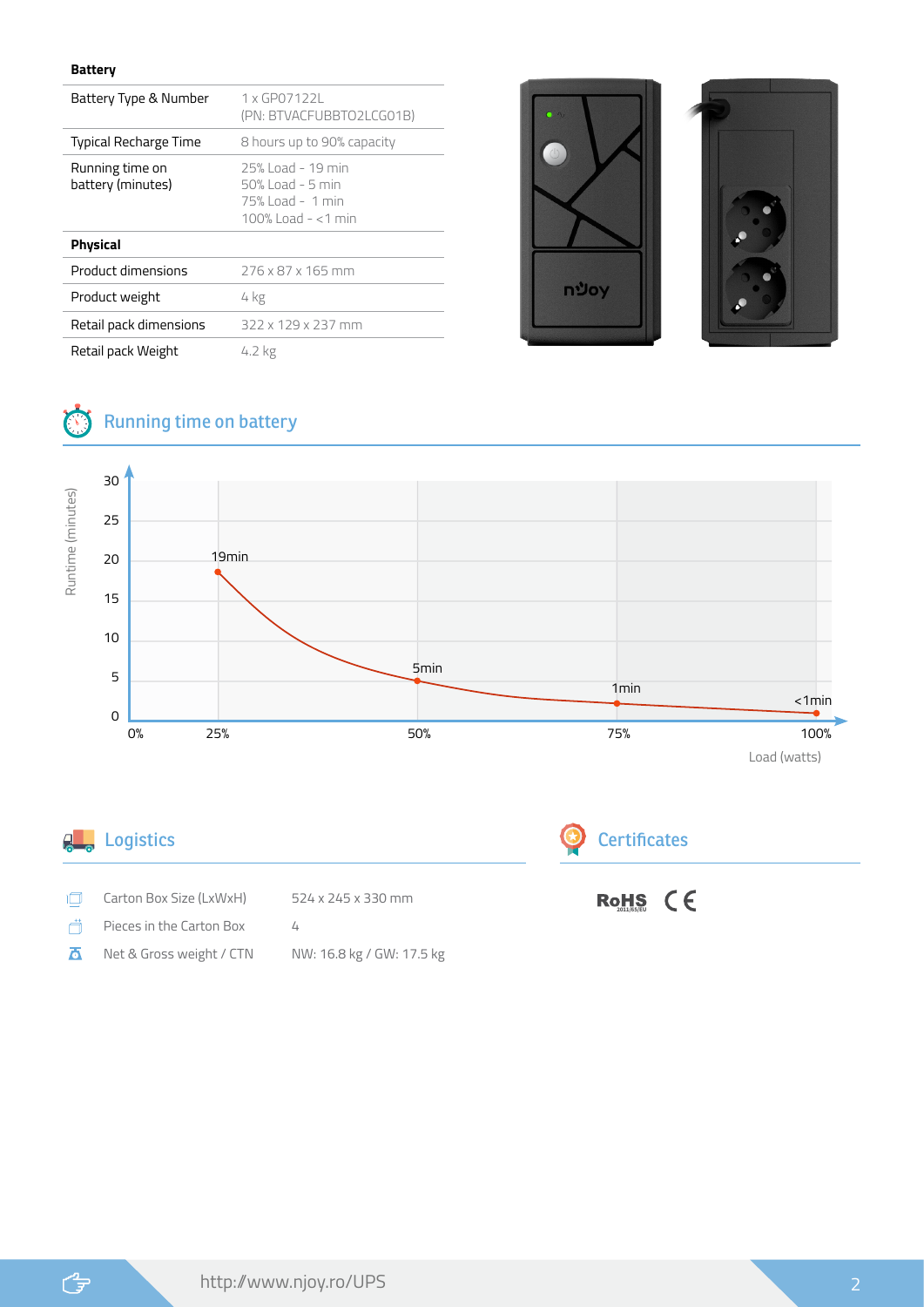### Battery

| | |
|---|---|
| Battery Type & Number | 1 x GP07122L (PN: BTVACFUBBTO2LCG01B) |
| Typical Recharge Time | 8 hours up to 90% capacity |
| Running time on battery (minutes) | 25% Load - 19 min<br>50% Load - 5 min<br>75% Load - 1 min<br>100% Load - <1 min |

### Physical

| | |
|---|---|
| Product dimensions | 276 x 87 x 165 mm |
| Product weight | 4 kg |
| Retail pack dimensions | 322 x 129 x 237 mm |
| Retail pack Weight | 4.2 kg |

## Running time on battery

Runtime (minutes)

30
25
20
15
10
5
0

0%
25%
50%
75%
100%

19min
5min
1min
<1min

Load (watts)

## Logistics

| | |
|---|---|
| Carton Box Size (LxWxH) | 524 x 245 x 330 mm |
| Pieces in the Carton Box | 4 |
| Net & Gross weight / CTN | NW: 16.8 kg / GW: 17.5 kg |

## Certificates

RoHS 2011/65/EU CE

http://www.njoy.ro/UPS